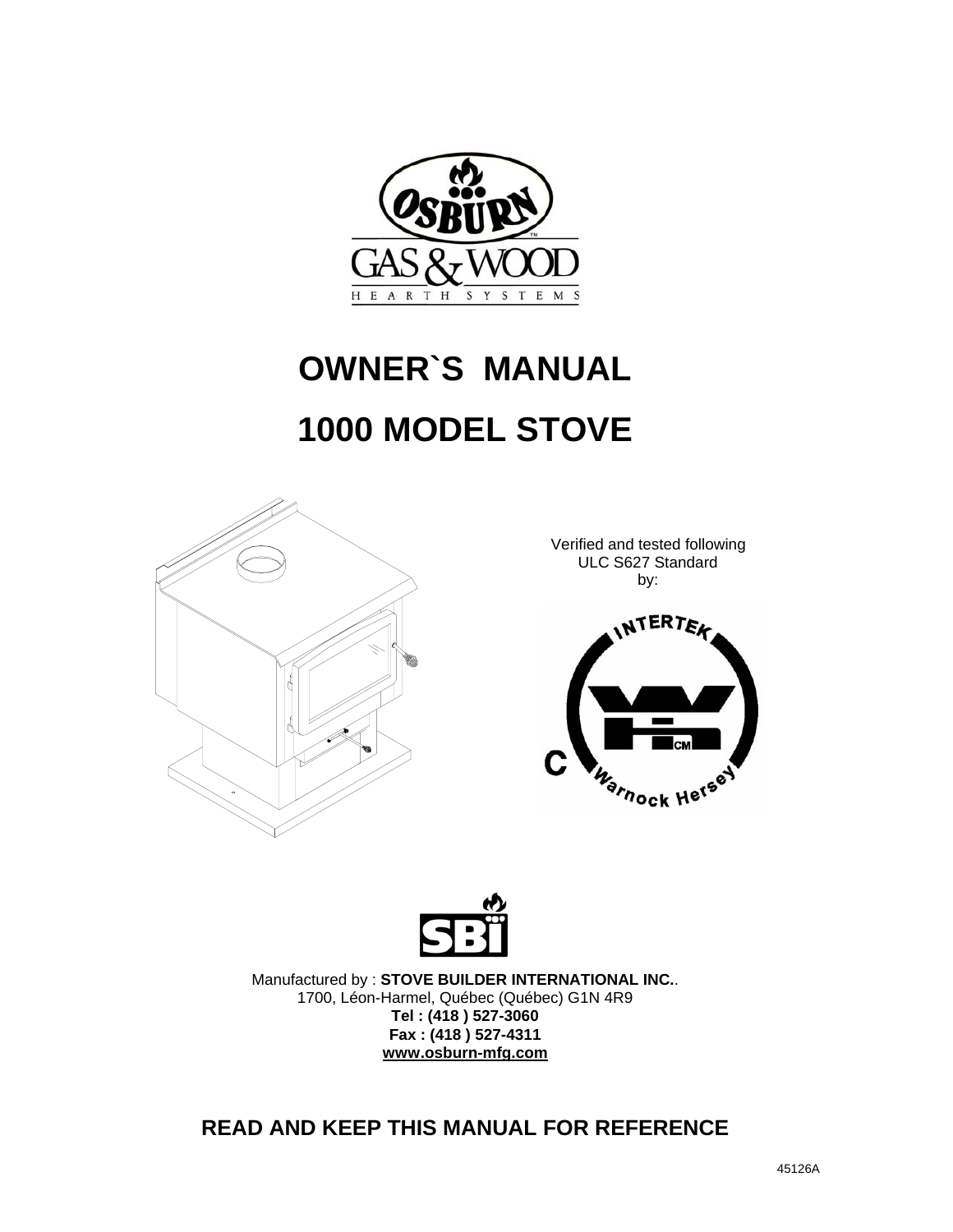# OWNER`S MANUAL

# 1000 MODEL STOVE

Verified and tested following ULC S627 Standard by:

Manufactured by : **STOVE BUILDER INTERNATIONAL INC.**.
1700, Léon-Harmel, Québec (Québec) G1N 4R9
**Tel : (418 ) 527-3060**
**Fax : (418 ) 527-4311**
**www.osburn-mfg.com**

**READ AND KEEP THIS MANUAL FOR REFERENCE**

45126A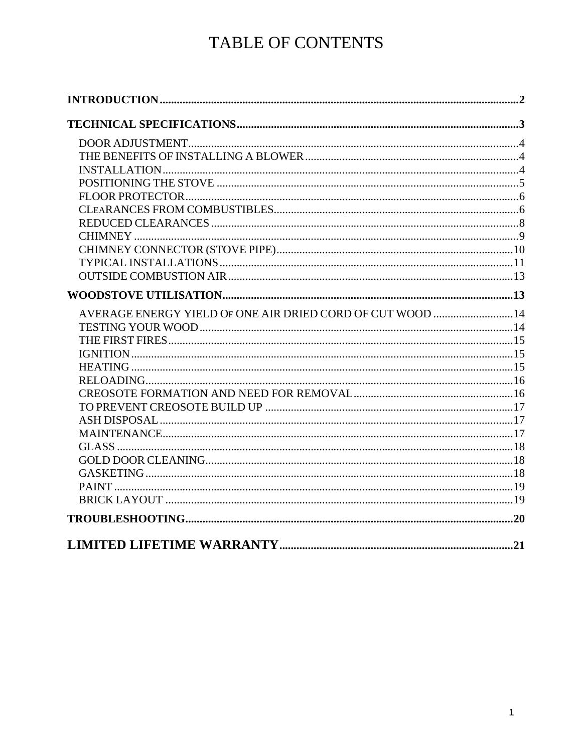# TABLE OF CONTENTS

**INTRODUCTION** .......... **2**

**TECHNICAL SPECIFICATIONS** .......... **3**

- DOOR ADJUSTMENT .......... 4
- THE BENEFITS OF INSTALLING A BLOWER .......... 4
- INSTALLATION .......... 4
- POSITIONING THE STOVE .......... 5
- FLOOR PROTECTOR .......... 6
- CLEARANCES FROM COMBUSTIBLES .......... 6
- REDUCED CLEARANCES .......... 8
- CHIMNEY .......... 9
- CHIMNEY CONNECTOR (STOVE PIPE) .......... 10
- TYPICAL INSTALLATIONS .......... 11
- OUTSIDE COMBUSTION AIR .......... 13

**WOODSTOVE UTILISATION** .......... **13**

- AVERAGE ENERGY YIELD OF ONE AIR DRIED CORD OF CUT WOOD .......... 14
- TESTING YOUR WOOD .......... 14
- THE FIRST FIRES .......... 15
- IGNITION .......... 15
- HEATING .......... 15
- RELOADING .......... 16
- CREOSOTE FORMATION AND NEED FOR REMOVAL .......... 16
- TO PREVENT CREOSOTE BUILD UP .......... 17
- ASH DISPOSAL .......... 17
- MAINTENANCE .......... 17
- GLASS .......... 18
- GOLD DOOR CLEANING .......... 18
- GASKETING .......... 18
- PAINT .......... 19
- BRICK LAYOUT .......... 19

**TROUBLESHOOTING** .......... **20**

**LIMITED LIFETIME WARRANTY** .......... **21**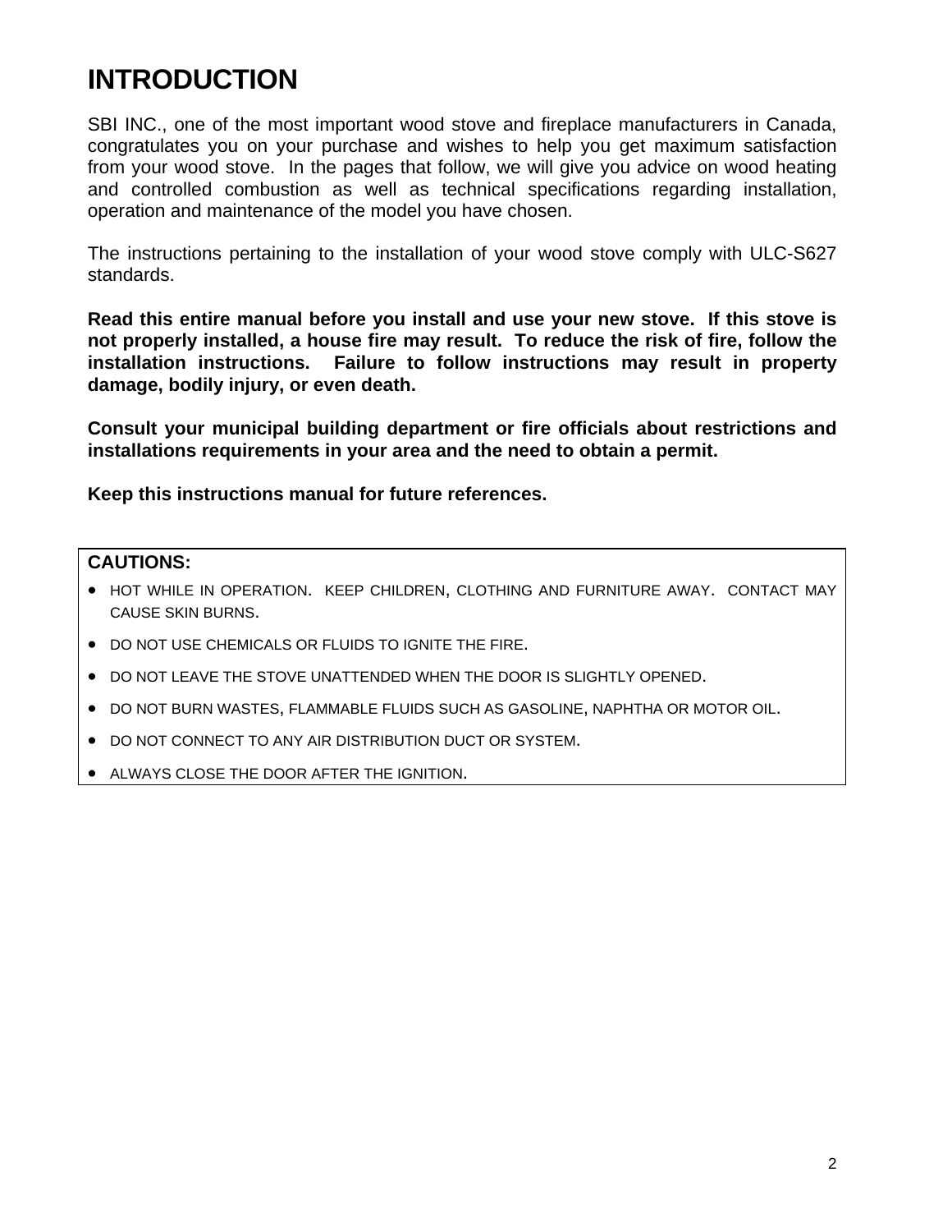# INTRODUCTION

SBI INC., one of the most important wood stove and fireplace manufacturers in Canada, congratulates you on your purchase and wishes to help you get maximum satisfaction from your wood stove. In the pages that follow, we will give you advice on wood heating and controlled combustion as well as technical specifications regarding installation, operation and maintenance of the model you have chosen.

The instructions pertaining to the installation of your wood stove comply with ULC-S627 standards.

**Read this entire manual before you install and use your new stove. If this stove is not properly installed, a house fire may result. To reduce the risk of fire, follow the installation instructions. Failure to follow instructions may result in property damage, bodily injury, or even death.**

**Consult your municipal building department or fire officials about restrictions and installations requirements in your area and the need to obtain a permit.**

**Keep this instructions manual for future references.**

**CAUTIONS:**

- HOT WHILE IN OPERATION. KEEP CHILDREN, CLOTHING AND FURNITURE AWAY. CONTACT MAY CAUSE SKIN BURNS.
- DO NOT USE CHEMICALS OR FLUIDS TO IGNITE THE FIRE.
- DO NOT LEAVE THE STOVE UNATTENDED WHEN THE DOOR IS SLIGHTLY OPENED.
- DO NOT BURN WASTES, FLAMMABLE FLUIDS SUCH AS GASOLINE, NAPHTHA OR MOTOR OIL.
- DO NOT CONNECT TO ANY AIR DISTRIBUTION DUCT OR SYSTEM.
- ALWAYS CLOSE THE DOOR AFTER THE IGNITION.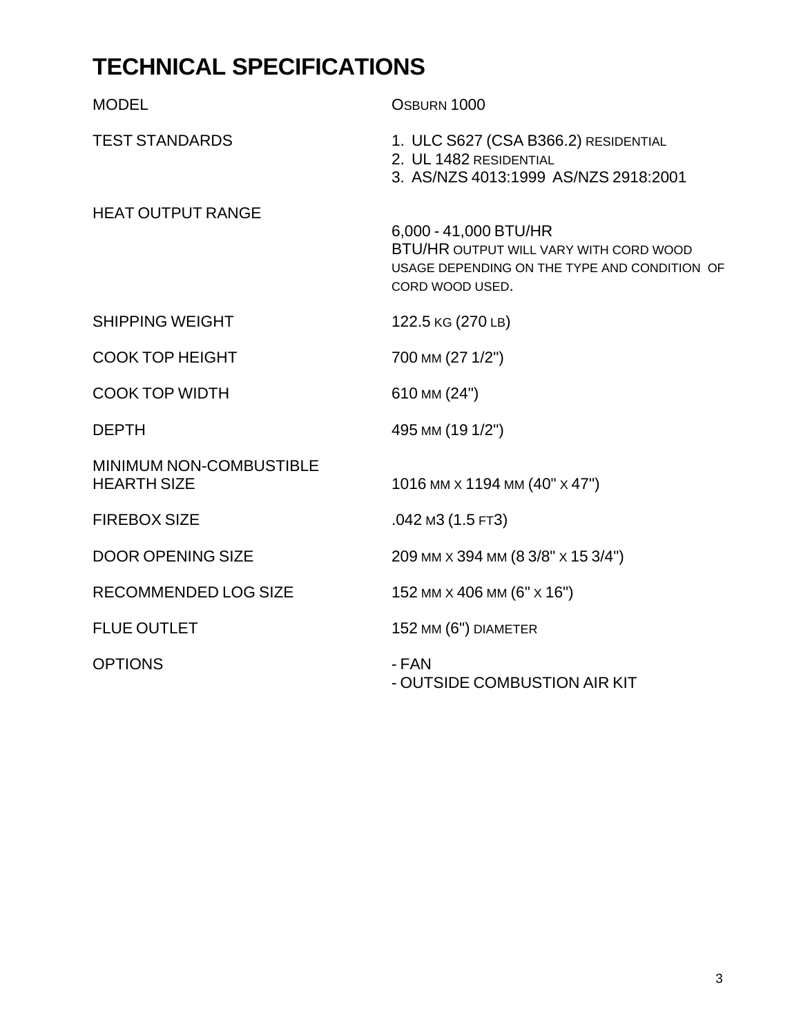# TECHNICAL SPECIFICATIONS

| | |
|---|---|
| MODEL | OSBURN 1000 |
| TEST STANDARDS | 1. ULC S627 (CSA B366.2) RESIDENTIAL<br>2. UL 1482 RESIDENTIAL<br>3. AS/NZS 4013:1999 AS/NZS 2918:2001 |
| HEAT OUTPUT RANGE | 6,000 - 41,000 BTU/HR<br>BTU/HR OUTPUT WILL VARY WITH CORD WOOD USAGE DEPENDING ON THE TYPE AND CONDITION OF CORD WOOD USED. |
| SHIPPING WEIGHT | 122.5 KG (270 LB) |
| COOK TOP HEIGHT | 700 MM (27 1/2") |
| COOK TOP WIDTH | 610 MM (24") |
| DEPTH | 495 MM (19 1/2") |
| MINIMUM NON-COMBUSTIBLE HEARTH SIZE | 1016 MM X 1194 MM (40" X 47") |
| FIREBOX SIZE | .042 M3 (1.5 FT3) |
| DOOR OPENING SIZE | 209 MM X 394 MM (8 3/8" X 15 3/4") |
| RECOMMENDED LOG SIZE | 152 MM X 406 MM (6" X 16") |
| FLUE OUTLET | 152 MM (6") DIAMETER |
| OPTIONS | - FAN<br>- OUTSIDE COMBUSTION AIR KIT |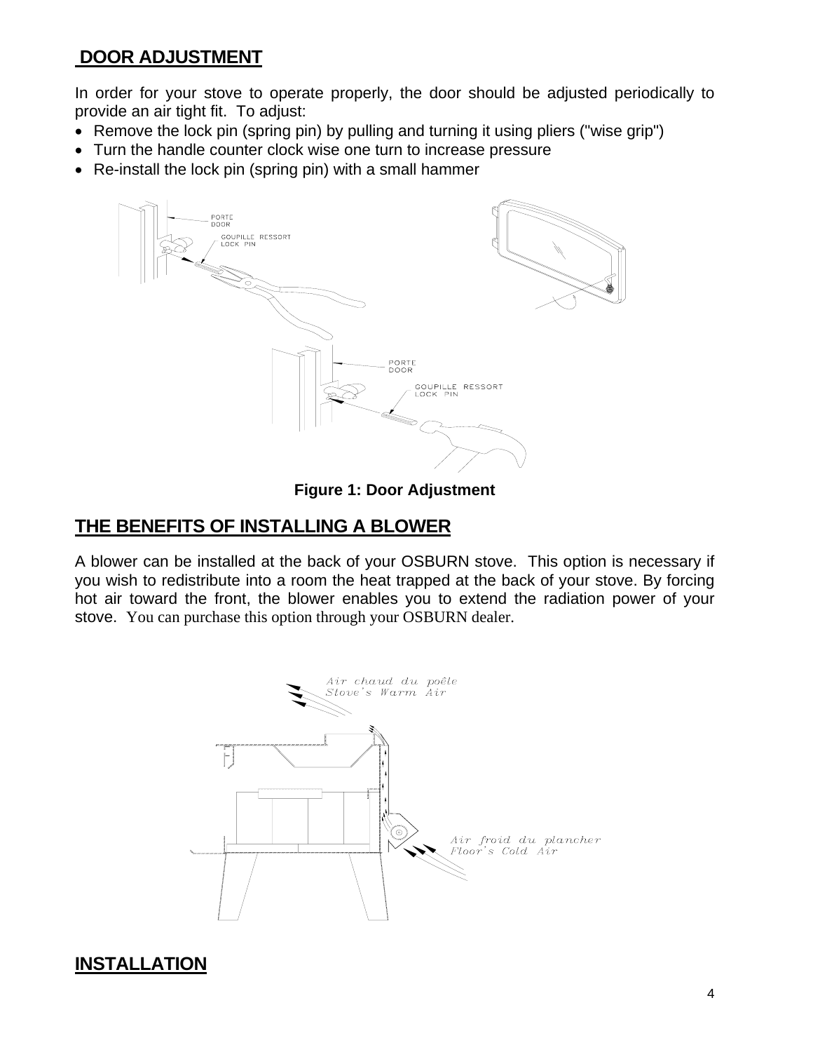## DOOR ADJUSTMENT

In order for your stove to operate properly, the door should be adjusted periodically to provide an air tight fit. To adjust:

- Remove the lock pin (spring pin) by pulling and turning it using pliers ("wise grip")
- Turn the handle counter clock wise one turn to increase pressure
- Re-install the lock pin (spring pin) with a small hammer

**Figure 1: Door Adjustment**

## THE BENEFITS OF INSTALLING A BLOWER

A blower can be installed at the back of your OSBURN stove. This option is necessary if you wish to redistribute into a room the heat trapped at the back of your stove. By forcing hot air toward the front, the blower enables you to extend the radiation power of your stove. You can purchase this option through your OSBURN dealer.

## INSTALLATION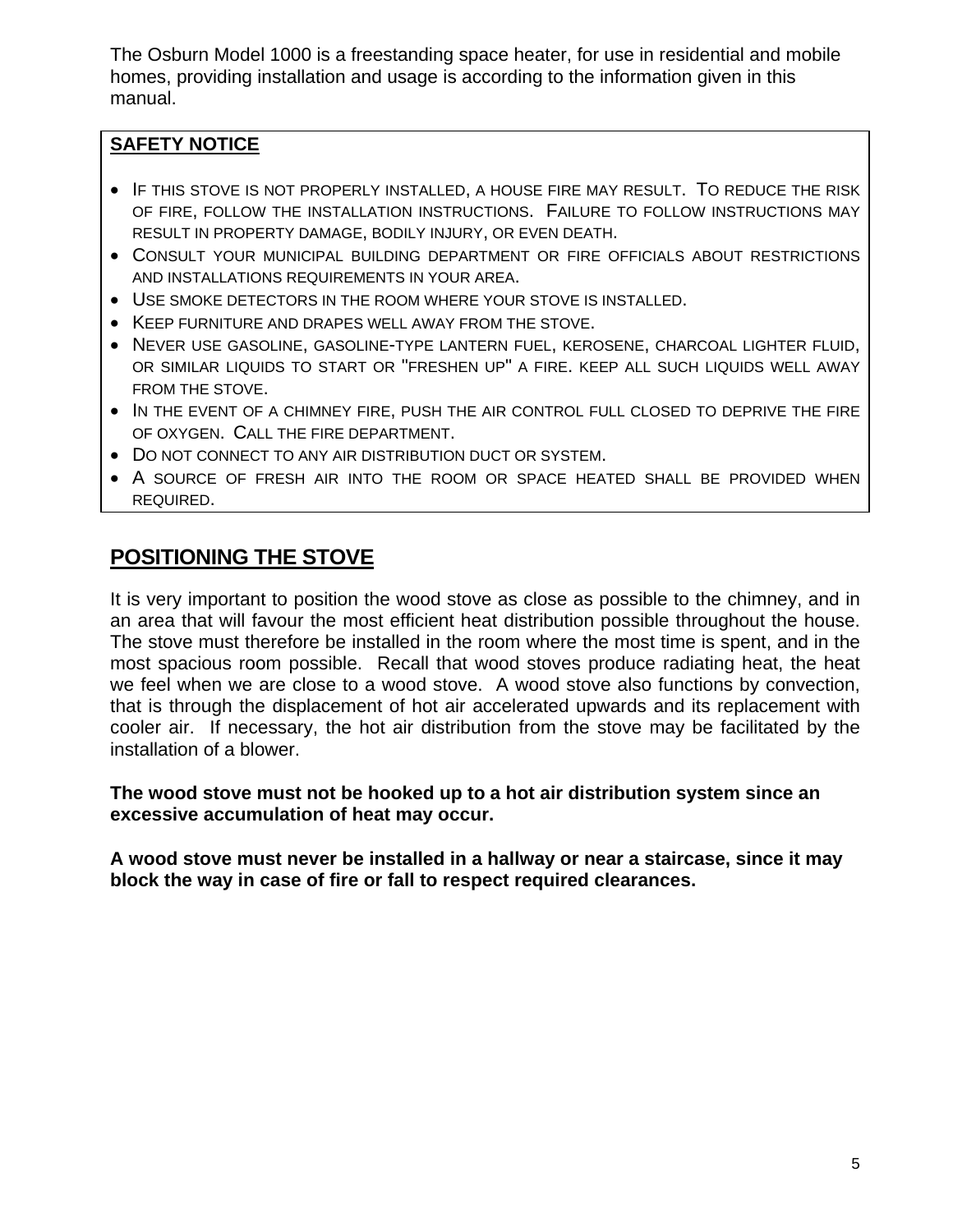The Osburn Model 1000 is a freestanding space heater, for use in residential and mobile homes, providing installation and usage is according to the information given in this manual.

**SAFETY NOTICE**

- IF THIS STOVE IS NOT PROPERLY INSTALLED, A HOUSE FIRE MAY RESULT. TO REDUCE THE RISK OF FIRE, FOLLOW THE INSTALLATION INSTRUCTIONS. FAILURE TO FOLLOW INSTRUCTIONS MAY RESULT IN PROPERTY DAMAGE, BODILY INJURY, OR EVEN DEATH.
- CONSULT YOUR MUNICIPAL BUILDING DEPARTMENT OR FIRE OFFICIALS ABOUT RESTRICTIONS AND INSTALLATIONS REQUIREMENTS IN YOUR AREA.
- USE SMOKE DETECTORS IN THE ROOM WHERE YOUR STOVE IS INSTALLED.
- KEEP FURNITURE AND DRAPES WELL AWAY FROM THE STOVE.
- NEVER USE GASOLINE, GASOLINE-TYPE LANTERN FUEL, KEROSENE, CHARCOAL LIGHTER FLUID, OR SIMILAR LIQUIDS TO START OR "FRESHEN UP" A FIRE. KEEP ALL SUCH LIQUIDS WELL AWAY FROM THE STOVE.
- IN THE EVENT OF A CHIMNEY FIRE, PUSH THE AIR CONTROL FULL CLOSED TO DEPRIVE THE FIRE OF OXYGEN. CALL THE FIRE DEPARTMENT.
- DO NOT CONNECT TO ANY AIR DISTRIBUTION DUCT OR SYSTEM.
- A SOURCE OF FRESH AIR INTO THE ROOM OR SPACE HEATED SHALL BE PROVIDED WHEN REQUIRED.

## POSITIONING THE STOVE

It is very important to position the wood stove as close as possible to the chimney, and in an area that will favour the most efficient heat distribution possible throughout the house. The stove must therefore be installed in the room where the most time is spent, and in the most spacious room possible. Recall that wood stoves produce radiating heat, the heat we feel when we are close to a wood stove. A wood stove also functions by convection, that is through the displacement of hot air accelerated upwards and its replacement with cooler air. If necessary, the hot air distribution from the stove may be facilitated by the installation of a blower.

**The wood stove must not be hooked up to a hot air distribution system since an excessive accumulation of heat may occur.**

**A wood stove must never be installed in a hallway or near a staircase, since it may block the way in case of fire or fall to respect required clearances.**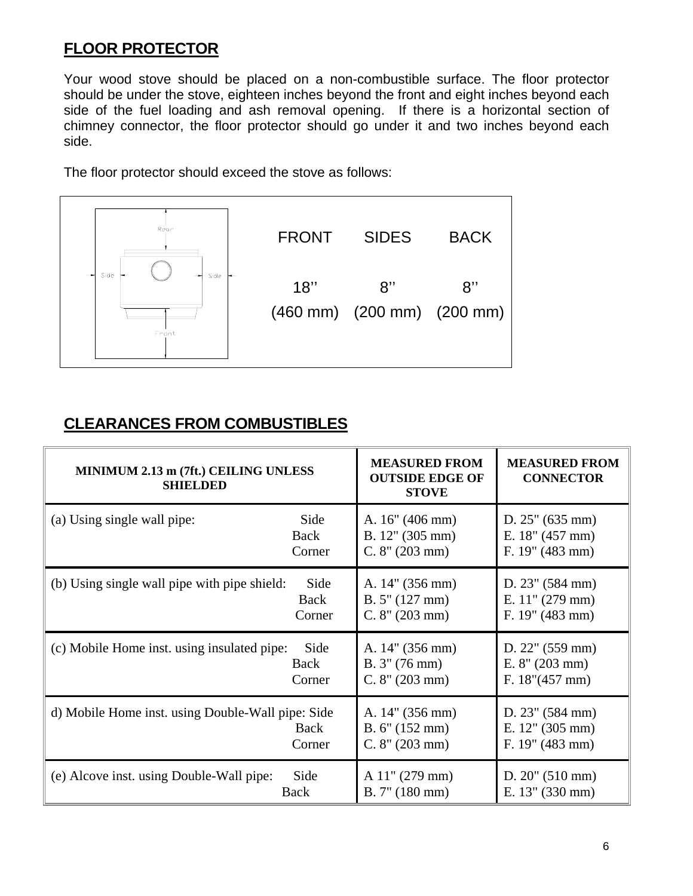## FLOOR PROTECTOR

Your wood stove should be placed on a non-combustible surface. The floor protector should be under the stove, eighteen inches beyond the front and eight inches beyond each side of the fuel loading and ash removal opening. If there is a horizontal section of chimney connector, the floor protector should go under it and two inches beyond each side.

The floor protector should exceed the stove as follows:

| FRONT | SIDES | BACK |
|---|---|---|
| 18'' (460 mm) | 8'' (200 mm) | 8'' (200 mm) |

## CLEARANCES FROM COMBUSTIBLES

| MINIMUM 2.13 m (7ft.) CEILING UNLESS SHIELDED | MEASURED FROM OUTSIDE EDGE OF STOVE | MEASURED FROM CONNECTOR |
|---|---|---|
| (a) Using single wall pipe: Side<br>Back<br>Corner | A. 16" (406 mm)<br>B. 12" (305 mm)<br>C. 8" (203 mm) | D. 25" (635 mm)<br>E. 18" (457 mm)<br>F. 19" (483 mm) |
| (b) Using single wall pipe with pipe shield: Side<br>Back<br>Corner | A. 14" (356 mm)<br>B. 5" (127 mm)<br>C. 8" (203 mm) | D. 23" (584 mm)<br>E. 11" (279 mm)<br>F. 19" (483 mm) |
| (c) Mobile Home inst. using insulated pipe: Side<br>Back<br>Corner | A. 14" (356 mm)<br>B. 3" (76 mm)<br>C. 8" (203 mm) | D. 22" (559 mm)<br>E. 8" (203 mm)<br>F. 18"(457 mm) |
| d) Mobile Home inst. using Double-Wall pipe: Side<br>Back<br>Corner | A. 14" (356 mm)<br>B. 6" (152 mm)<br>C. 8" (203 mm) | D. 23" (584 mm)<br>E. 12" (305 mm)<br>F. 19" (483 mm) |
| (e) Alcove inst. using Double-Wall pipe: Side<br>Back | A 11" (279 mm)<br>B. 7" (180 mm) | D. 20" (510 mm)<br>E. 13" (330 mm) |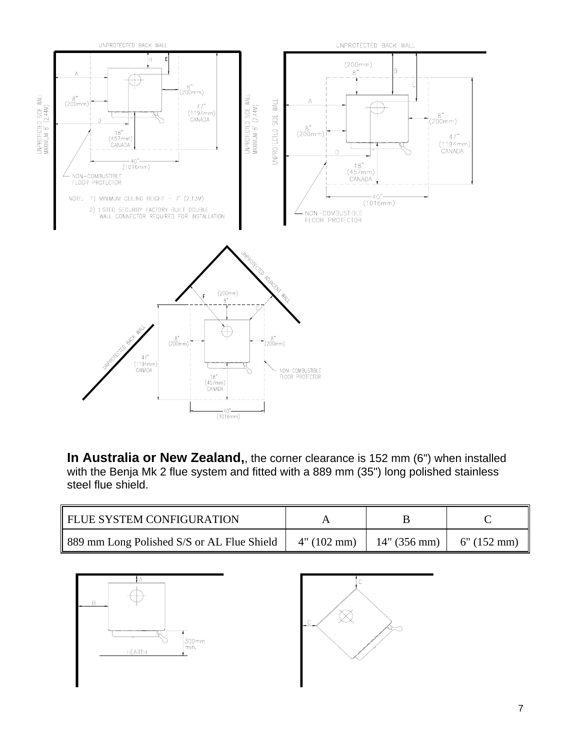**In Australia or New Zealand,**, the corner clearance is 152 mm (6") when installed with the Benja Mk 2 flue system and fitted with a 889 mm (35") long polished stainless steel flue shield.

| FLUE SYSTEM CONFIGURATION | A | B | C |
|---|---|---|---|
| 889 mm Long Polished S/S or AL Flue Shield | 4" (102 mm) | 14" (356 mm) | 6" (152 mm) |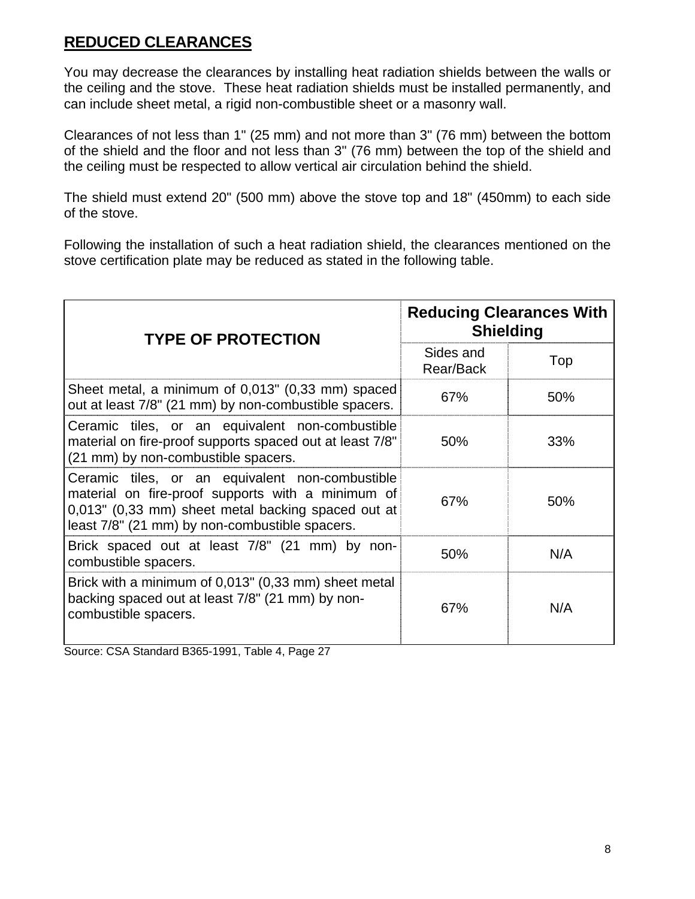## REDUCED CLEARANCES

You may decrease the clearances by installing heat radiation shields between the walls or the ceiling and the stove. These heat radiation shields must be installed permanently, and can include sheet metal, a rigid non-combustible sheet or a masonry wall.

Clearances of not less than 1" (25 mm) and not more than 3" (76 mm) between the bottom of the shield and the floor and not less than 3" (76 mm) between the top of the shield and the ceiling must be respected to allow vertical air circulation behind the shield.

The shield must extend 20" (500 mm) above the stove top and 18" (450mm) to each side of the stove.

Following the installation of such a heat radiation shield, the clearances mentioned on the stove certification plate may be reduced as stated in the following table.

| TYPE OF PROTECTION | Reducing Clearances With Shielding | |
|---|---|---|
| | Sides and Rear/Back | Top |
| Sheet metal, a minimum of 0,013" (0,33 mm) spaced out at least 7/8" (21 mm) by non-combustible spacers. | 67% | 50% |
| Ceramic tiles, or an equivalent non-combustible material on fire-proof supports spaced out at least 7/8" (21 mm) by non-combustible spacers. | 50% | 33% |
| Ceramic tiles, or an equivalent non-combustible material on fire-proof supports with a minimum of 0,013" (0,33 mm) sheet metal backing spaced out at least 7/8" (21 mm) by non-combustible spacers. | 67% | 50% |
| Brick spaced out at least 7/8" (21 mm) by non-combustible spacers. | 50% | N/A |
| Brick with a minimum of 0,013" (0,33 mm) sheet metal backing spaced out at least 7/8" (21 mm) by non-combustible spacers. | 67% | N/A |

Source: CSA Standard B365-1991, Table 4, Page 27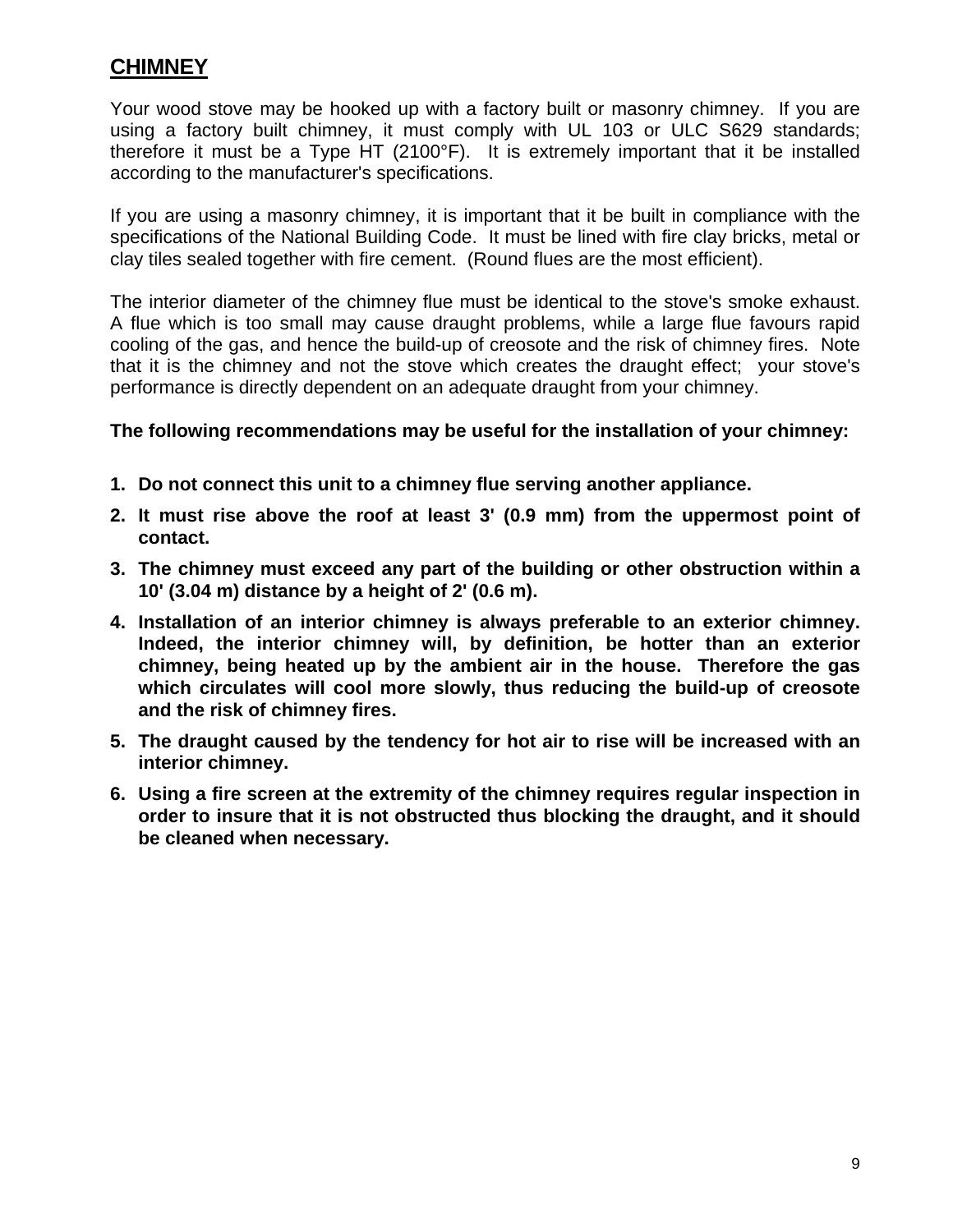## CHIMNEY

Your wood stove may be hooked up with a factory built or masonry chimney. If you are using a factory built chimney, it must comply with UL 103 or ULC S629 standards; therefore it must be a Type HT (2100°F). It is extremely important that it be installed according to the manufacturer's specifications.

If you are using a masonry chimney, it is important that it be built in compliance with the specifications of the National Building Code. It must be lined with fire clay bricks, metal or clay tiles sealed together with fire cement. (Round flues are the most efficient).

The interior diameter of the chimney flue must be identical to the stove's smoke exhaust. A flue which is too small may cause draught problems, while a large flue favours rapid cooling of the gas, and hence the build-up of creosote and the risk of chimney fires. Note that it is the chimney and not the stove which creates the draught effect; your stove's performance is directly dependent on an adequate draught from your chimney.

**The following recommendations may be useful for the installation of your chimney:**

1. **Do not connect this unit to a chimney flue serving another appliance.**
2. **It must rise above the roof at least 3' (0.9 mm) from the uppermost point of contact.**
3. **The chimney must exceed any part of the building or other obstruction within a 10' (3.04 m) distance by a height of 2' (0.6 m).**
4. **Installation of an interior chimney is always preferable to an exterior chimney. Indeed, the interior chimney will, by definition, be hotter than an exterior chimney, being heated up by the ambient air in the house. Therefore the gas which circulates will cool more slowly, thus reducing the build-up of creosote and the risk of chimney fires.**
5. **The draught caused by the tendency for hot air to rise will be increased with an interior chimney.**
6. **Using a fire screen at the extremity of the chimney requires regular inspection in order to insure that it is not obstructed thus blocking the draught, and it should be cleaned when necessary.**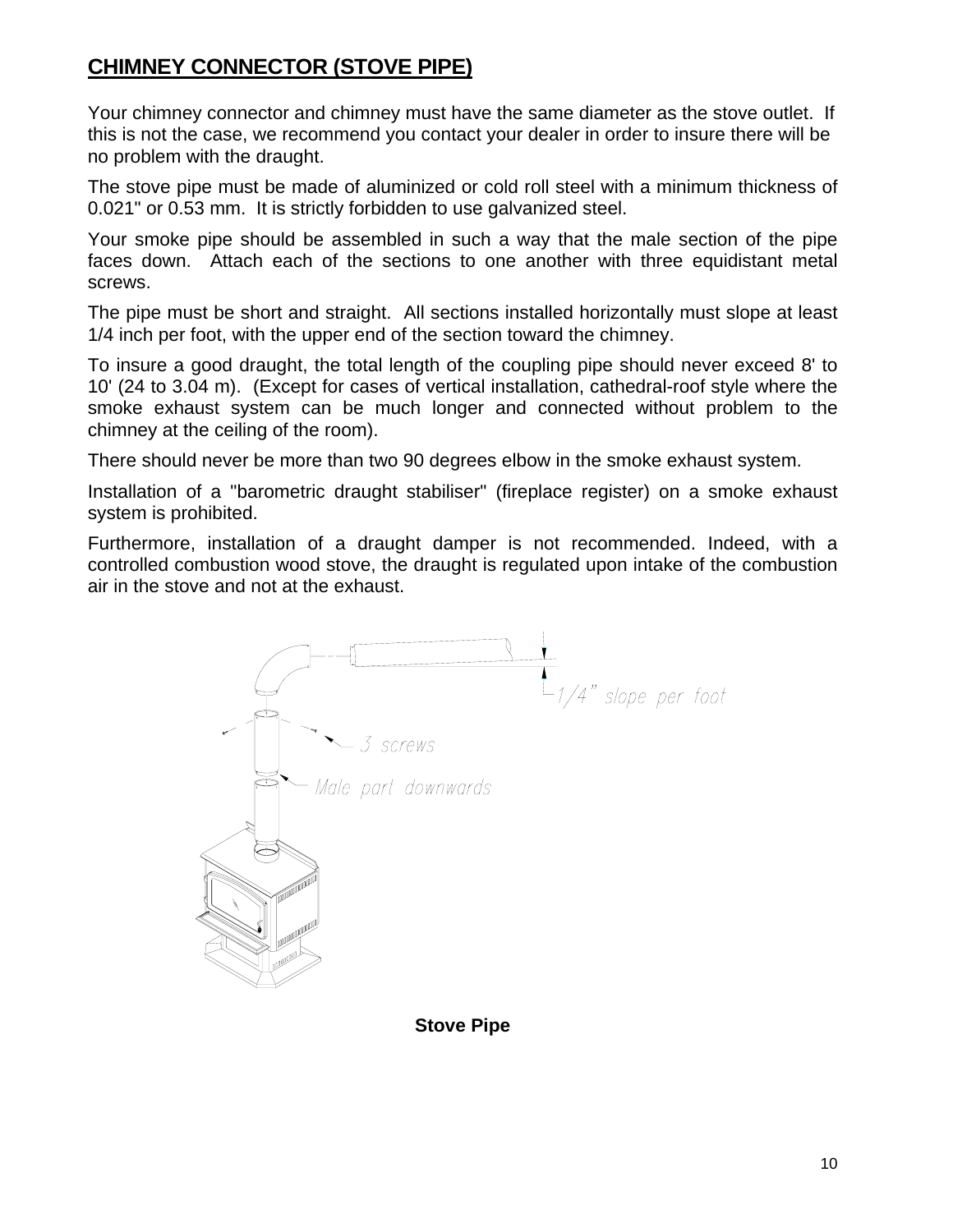## CHIMNEY CONNECTOR (STOVE PIPE)

Your chimney connector and chimney must have the same diameter as the stove outlet. If this is not the case, we recommend you contact your dealer in order to insure there will be no problem with the draught.

The stove pipe must be made of aluminized or cold roll steel with a minimum thickness of 0.021" or 0.53 mm. It is strictly forbidden to use galvanized steel.

Your smoke pipe should be assembled in such a way that the male section of the pipe faces down. Attach each of the sections to one another with three equidistant metal screws.

The pipe must be short and straight. All sections installed horizontally must slope at least 1/4 inch per foot, with the upper end of the section toward the chimney.

To insure a good draught, the total length of the coupling pipe should never exceed 8' to 10' (24 to 3.04 m). (Except for cases of vertical installation, cathedral-roof style where the smoke exhaust system can be much longer and connected without problem to the chimney at the ceiling of the room).

There should never be more than two 90 degrees elbow in the smoke exhaust system.

Installation of a "barometric draught stabiliser" (fireplace register) on a smoke exhaust system is prohibited.

Furthermore, installation of a draught damper is not recommended. Indeed, with a controlled combustion wood stove, the draught is regulated upon intake of the combustion air in the stove and not at the exhaust.

1/4" slope per foot

3 screws

Male part downwards

**Stove Pipe**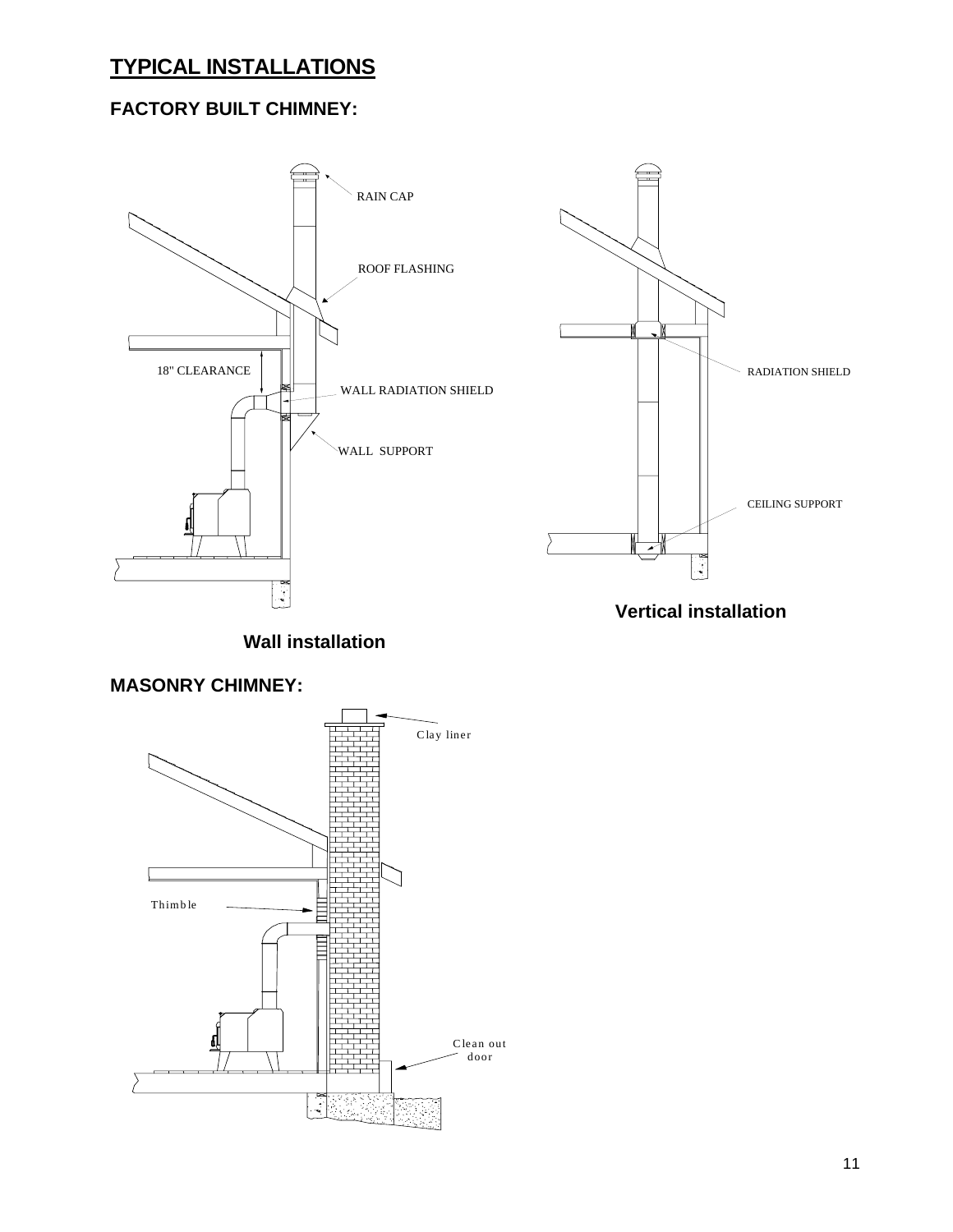# TYPICAL INSTALLATIONS

## FACTORY BUILT CHIMNEY:

RAIN CAP

ROOF FLASHING

18" CLEARANCE

WALL RADIATION SHIELD

WALL SUPPORT

RADIATION SHIELD

CEILING SUPPORT

**Vertical installation**

**Wall installation**

## MASONRY CHIMNEY:

Clay liner

Thimble

Clean out door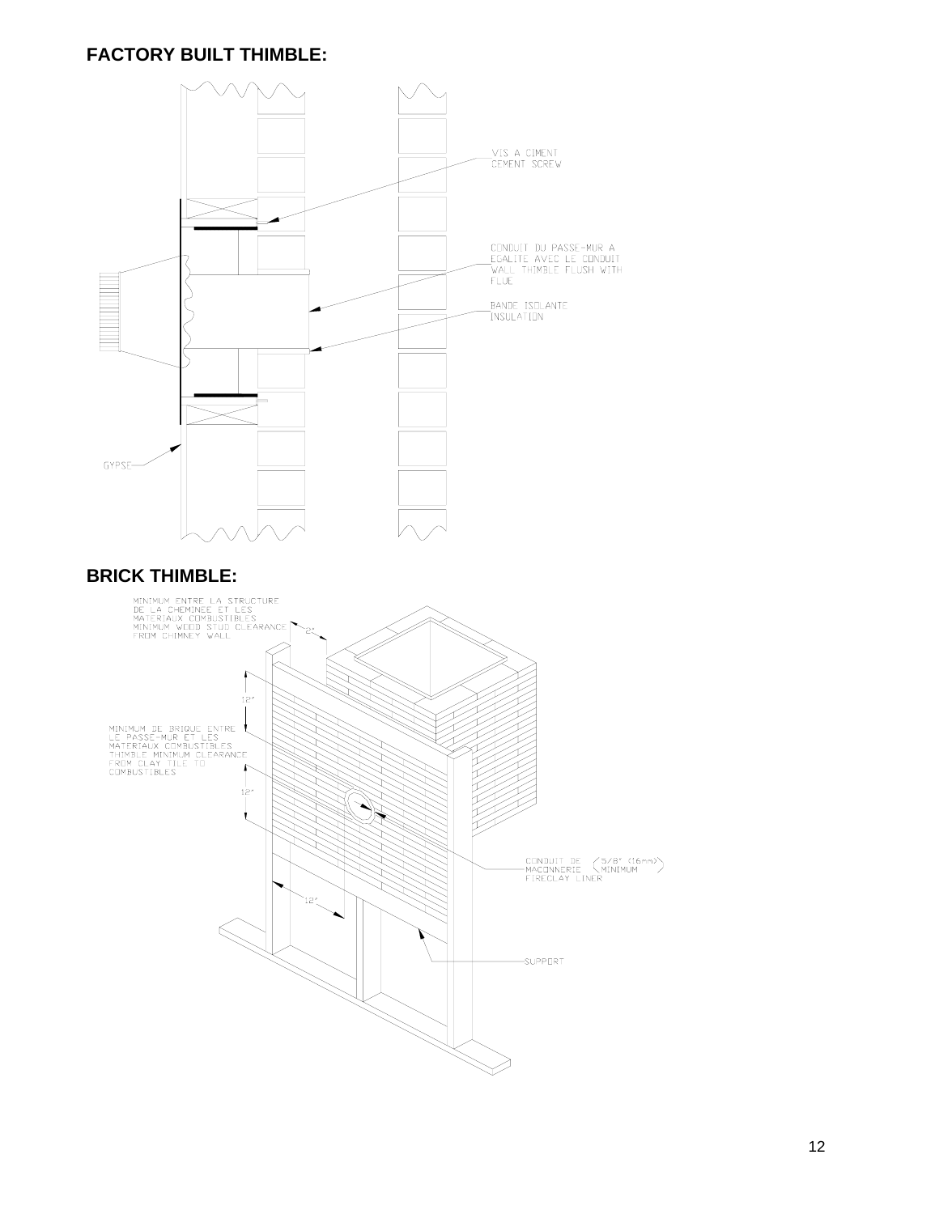## FACTORY BUILT THIMBLE:

VIS A CIMENT
CEMENT SCREW

CONDUIT DU PASSE-MUR A
EGALITE AVEC LE CONDUIT
WALL THIMBLE FLUSH WITH
FLUE

BANDE ISOLANTE
INSULATION

GYPSE

## BRICK THIMBLE:

MINIMUM ENTRE LA STRUCTURE
DE LA CHEMINEE ET LES
MATERIAUX COMBUSTIBLES
MINIMUM WOOD STUD CLEARANCE
FROM CHIMNEY WALL

2"

12"

MINIMUM DE BRIQUE ENTRE
LE PASSE-MUR ET LES
MATERIAUX COMBUSTIBLES
THIMBLE MINIMUM CLEARANCE
FROM CLAY TILE TO
COMBUSTIBLES

12"

12"

CONDUIT DE MACONNERIE (5/8" (16mm) MINIMUM)
FIRECLAY LINER

SUPPORT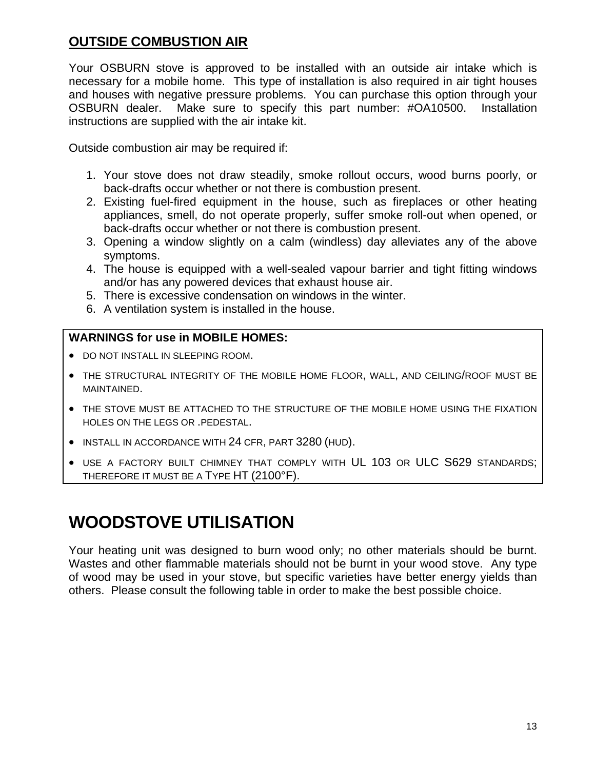## OUTSIDE COMBUSTION AIR

Your OSBURN stove is approved to be installed with an outside air intake which is necessary for a mobile home. This type of installation is also required in air tight houses and houses with negative pressure problems. You can purchase this option through your OSBURN dealer. Make sure to specify this part number: #OA10500. Installation instructions are supplied with the air intake kit.

Outside combustion air may be required if:

1. Your stove does not draw steadily, smoke rollout occurs, wood burns poorly, or back-drafts occur whether or not there is combustion present.
2. Existing fuel-fired equipment in the house, such as fireplaces or other heating appliances, smell, do not operate properly, suffer smoke roll-out when opened, or back-drafts occur whether or not there is combustion present.
3. Opening a window slightly on a calm (windless) day alleviates any of the above symptoms.
4. The house is equipped with a well-sealed vapour barrier and tight fitting windows and/or has any powered devices that exhaust house air.
5. There is excessive condensation on windows in the winter.
6. A ventilation system is installed in the house.

**WARNINGS for use in MOBILE HOMES:**

- DO NOT INSTALL IN SLEEPING ROOM.
- THE STRUCTURAL INTEGRITY OF THE MOBILE HOME FLOOR, WALL, AND CEILING/ROOF MUST BE MAINTAINED.
- THE STOVE MUST BE ATTACHED TO THE STRUCTURE OF THE MOBILE HOME USING THE FIXATION HOLES ON THE LEGS OR .PEDESTAL.
- INSTALL IN ACCORDANCE WITH 24 CFR, PART 3280 (HUD).
- USE A FACTORY BUILT CHIMNEY THAT COMPLY WITH UL 103 OR ULC S629 STANDARDS; THEREFORE IT MUST BE A TYPE HT (2100°F).

# WOODSTOVE UTILISATION

Your heating unit was designed to burn wood only; no other materials should be burnt. Wastes and other flammable materials should not be burnt in your wood stove. Any type of wood may be used in your stove, but specific varieties have better energy yields than others. Please consult the following table in order to make the best possible choice.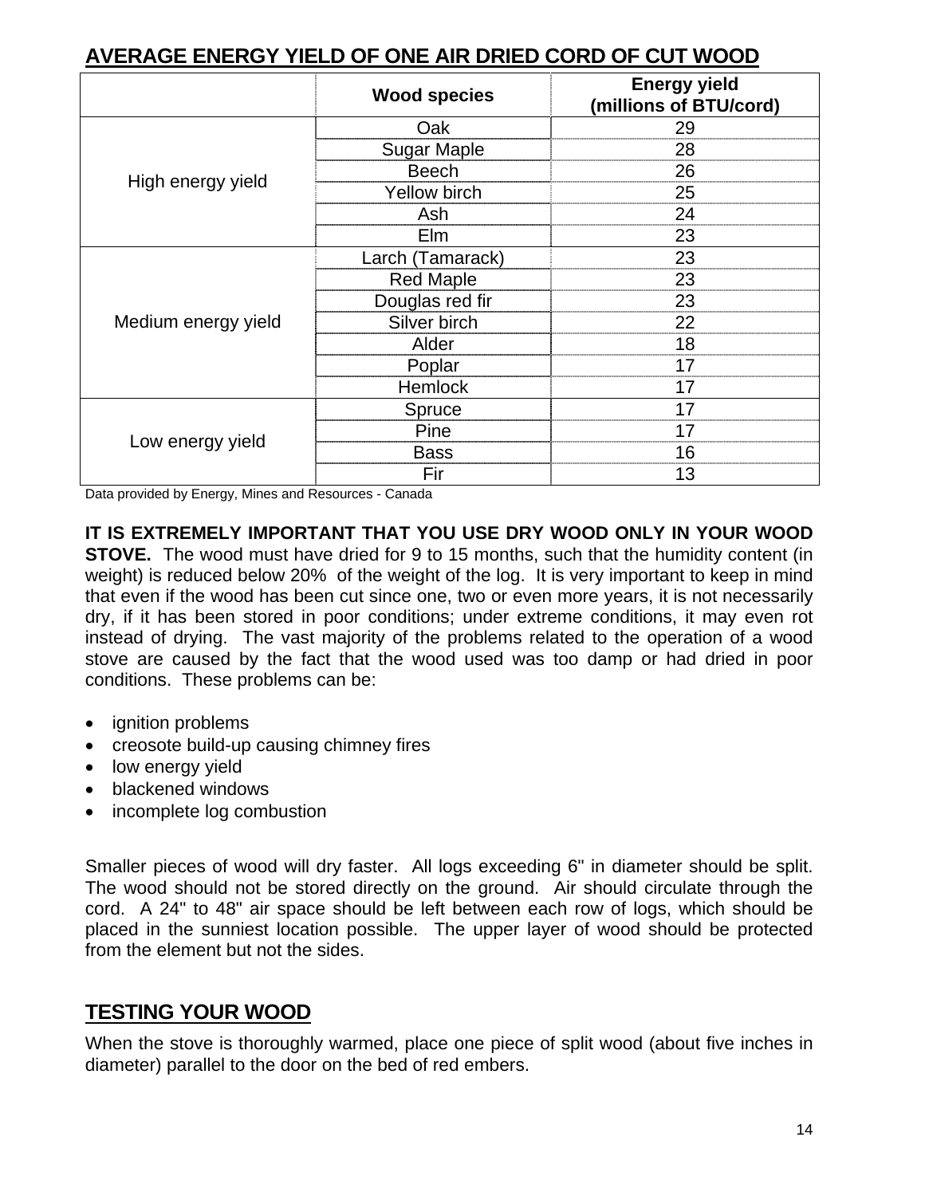## AVERAGE ENERGY YIELD OF ONE AIR DRIED CORD OF CUT WOOD

| | Wood species | Energy yield (millions of BTU/cord) |
|---|---|---|
| High energy yield | Oak | 29 |
| | Sugar Maple | 28 |
| | Beech | 26 |
| | Yellow birch | 25 |
| | Ash | 24 |
| | Elm | 23 |
| Medium energy yield | Larch (Tamarack) | 23 |
| | Red Maple | 23 |
| | Douglas red fir | 23 |
| | Silver birch | 22 |
| | Alder | 18 |
| | Poplar | 17 |
| | Hemlock | 17 |
| Low energy yield | Spruce | 17 |
| | Pine | 17 |
| | Bass | 16 |
| | Fir | 13 |

Data provided by Energy, Mines and Resources - Canada

**IT IS EXTREMELY IMPORTANT THAT YOU USE DRY WOOD ONLY IN YOUR WOOD STOVE.** The wood must have dried for 9 to 15 months, such that the humidity content (in weight) is reduced below 20% of the weight of the log. It is very important to keep in mind that even if the wood has been cut since one, two or even more years, it is not necessarily dry, if it has been stored in poor conditions; under extreme conditions, it may even rot instead of drying. The vast majority of the problems related to the operation of a wood stove are caused by the fact that the wood used was too damp or had dried in poor conditions. These problems can be:

- ignition problems
- creosote build-up causing chimney fires
- low energy yield
- blackened windows
- incomplete log combustion

Smaller pieces of wood will dry faster. All logs exceeding 6" in diameter should be split. The wood should not be stored directly on the ground. Air should circulate through the cord. A 24" to 48" air space should be left between each row of logs, which should be placed in the sunniest location possible. The upper layer of wood should be protected from the element but not the sides.

## TESTING YOUR WOOD

When the stove is thoroughly warmed, place one piece of split wood (about five inches in diameter) parallel to the door on the bed of red embers.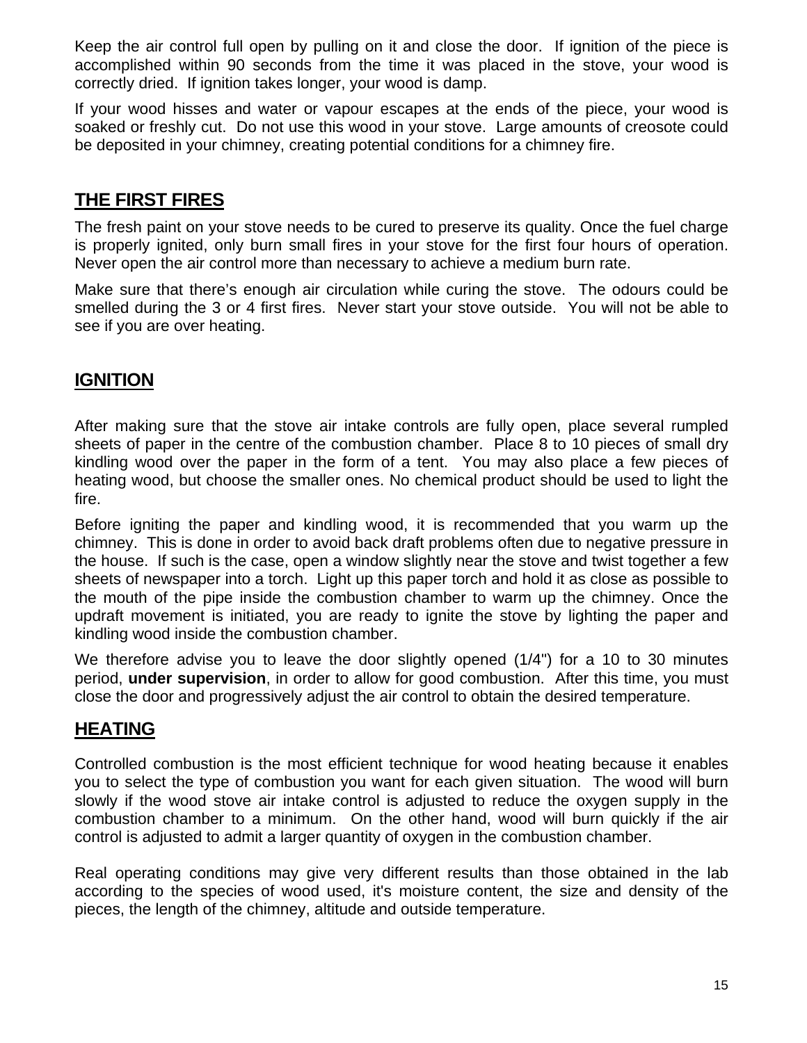Keep the air control full open by pulling on it and close the door. If ignition of the piece is accomplished within 90 seconds from the time it was placed in the stove, your wood is correctly dried. If ignition takes longer, your wood is damp.

If your wood hisses and water or vapour escapes at the ends of the piece, your wood is soaked or freshly cut. Do not use this wood in your stove. Large amounts of creosote could be deposited in your chimney, creating potential conditions for a chimney fire.

## THE FIRST FIRES

The fresh paint on your stove needs to be cured to preserve its quality. Once the fuel charge is properly ignited, only burn small fires in your stove for the first four hours of operation. Never open the air control more than necessary to achieve a medium burn rate.

Make sure that there's enough air circulation while curing the stove. The odours could be smelled during the 3 or 4 first fires. Never start your stove outside. You will not be able to see if you are over heating.

## IGNITION

After making sure that the stove air intake controls are fully open, place several rumpled sheets of paper in the centre of the combustion chamber. Place 8 to 10 pieces of small dry kindling wood over the paper in the form of a tent. You may also place a few pieces of heating wood, but choose the smaller ones. No chemical product should be used to light the fire.

Before igniting the paper and kindling wood, it is recommended that you warm up the chimney. This is done in order to avoid back draft problems often due to negative pressure in the house. If such is the case, open a window slightly near the stove and twist together a few sheets of newspaper into a torch. Light up this paper torch and hold it as close as possible to the mouth of the pipe inside the combustion chamber to warm up the chimney. Once the updraft movement is initiated, you are ready to ignite the stove by lighting the paper and kindling wood inside the combustion chamber.

We therefore advise you to leave the door slightly opened (1/4") for a 10 to 30 minutes period, **under supervision**, in order to allow for good combustion. After this time, you must close the door and progressively adjust the air control to obtain the desired temperature.

## HEATING

Controlled combustion is the most efficient technique for wood heating because it enables you to select the type of combustion you want for each given situation. The wood will burn slowly if the wood stove air intake control is adjusted to reduce the oxygen supply in the combustion chamber to a minimum. On the other hand, wood will burn quickly if the air control is adjusted to admit a larger quantity of oxygen in the combustion chamber.

Real operating conditions may give very different results than those obtained in the lab according to the species of wood used, it's moisture content, the size and density of the pieces, the length of the chimney, altitude and outside temperature.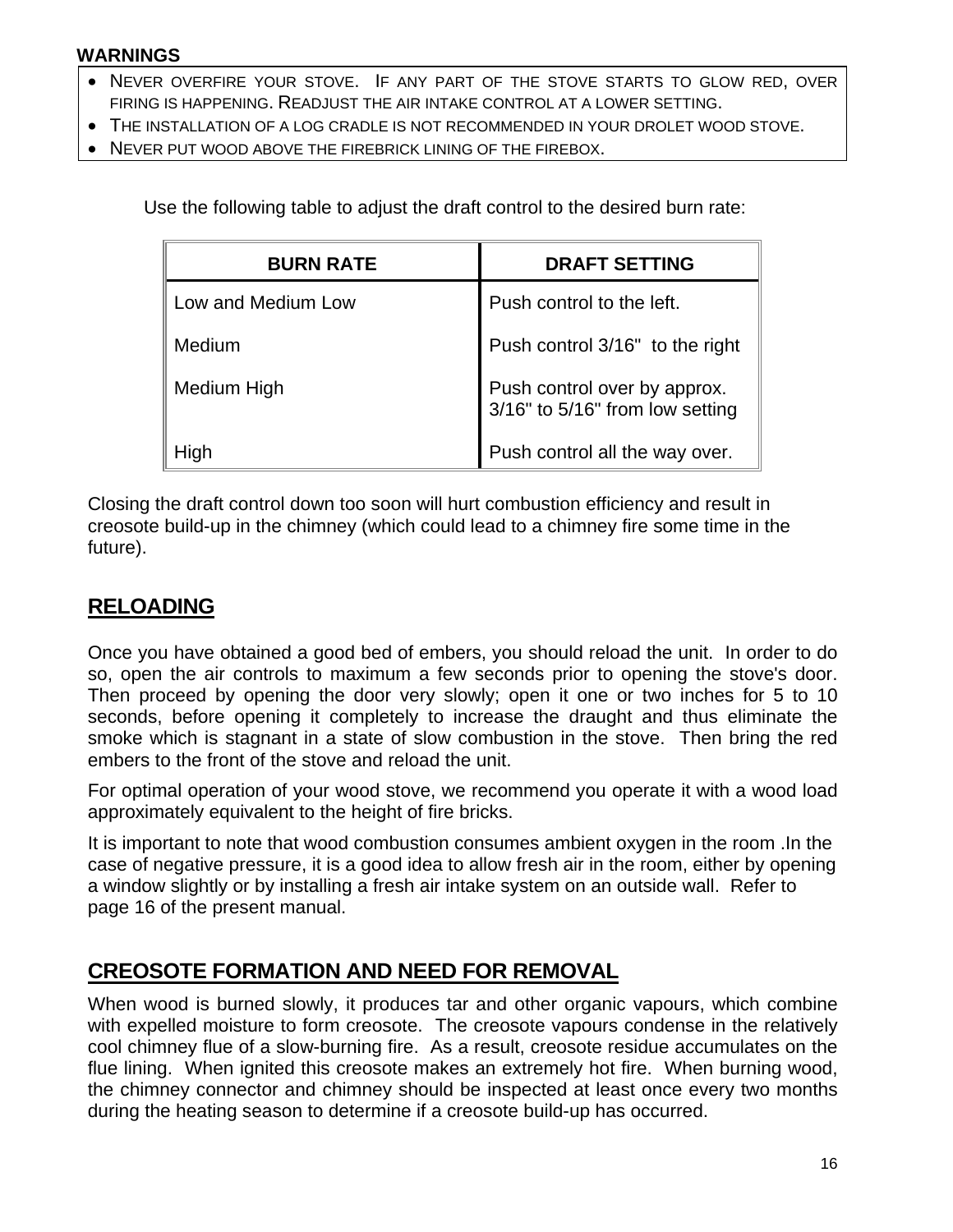**WARNINGS**

- NEVER OVERFIRE YOUR STOVE. IF ANY PART OF THE STOVE STARTS TO GLOW RED, OVER FIRING IS HAPPENING. READJUST THE AIR INTAKE CONTROL AT A LOWER SETTING.
- THE INSTALLATION OF A LOG CRADLE IS NOT RECOMMENDED IN YOUR DROLET WOOD STOVE.
- NEVER PUT WOOD ABOVE THE FIREBRICK LINING OF THE FIREBOX.

Use the following table to adjust the draft control to the desired burn rate:

| BURN RATE | DRAFT SETTING |
|---|---|
| Low and Medium Low | Push control to the left. |
| Medium | Push control 3/16" to the right |
| Medium High | Push control over by approx. 3/16" to 5/16" from low setting |
| High | Push control all the way over. |

Closing the draft control down too soon will hurt combustion efficiency and result in creosote build-up in the chimney (which could lead to a chimney fire some time in the future).

## RELOADING

Once you have obtained a good bed of embers, you should reload the unit. In order to do so, open the air controls to maximum a few seconds prior to opening the stove's door. Then proceed by opening the door very slowly; open it one or two inches for 5 to 10 seconds, before opening it completely to increase the draught and thus eliminate the smoke which is stagnant in a state of slow combustion in the stove. Then bring the red embers to the front of the stove and reload the unit.

For optimal operation of your wood stove, we recommend you operate it with a wood load approximately equivalent to the height of fire bricks.

It is important to note that wood combustion consumes ambient oxygen in the room .In the case of negative pressure, it is a good idea to allow fresh air in the room, either by opening a window slightly or by installing a fresh air intake system on an outside wall. Refer to page 16 of the present manual.

## CREOSOTE FORMATION AND NEED FOR REMOVAL

When wood is burned slowly, it produces tar and other organic vapours, which combine with expelled moisture to form creosote. The creosote vapours condense in the relatively cool chimney flue of a slow-burning fire. As a result, creosote residue accumulates on the flue lining. When ignited this creosote makes an extremely hot fire. When burning wood, the chimney connector and chimney should be inspected at least once every two months during the heating season to determine if a creosote build-up has occurred.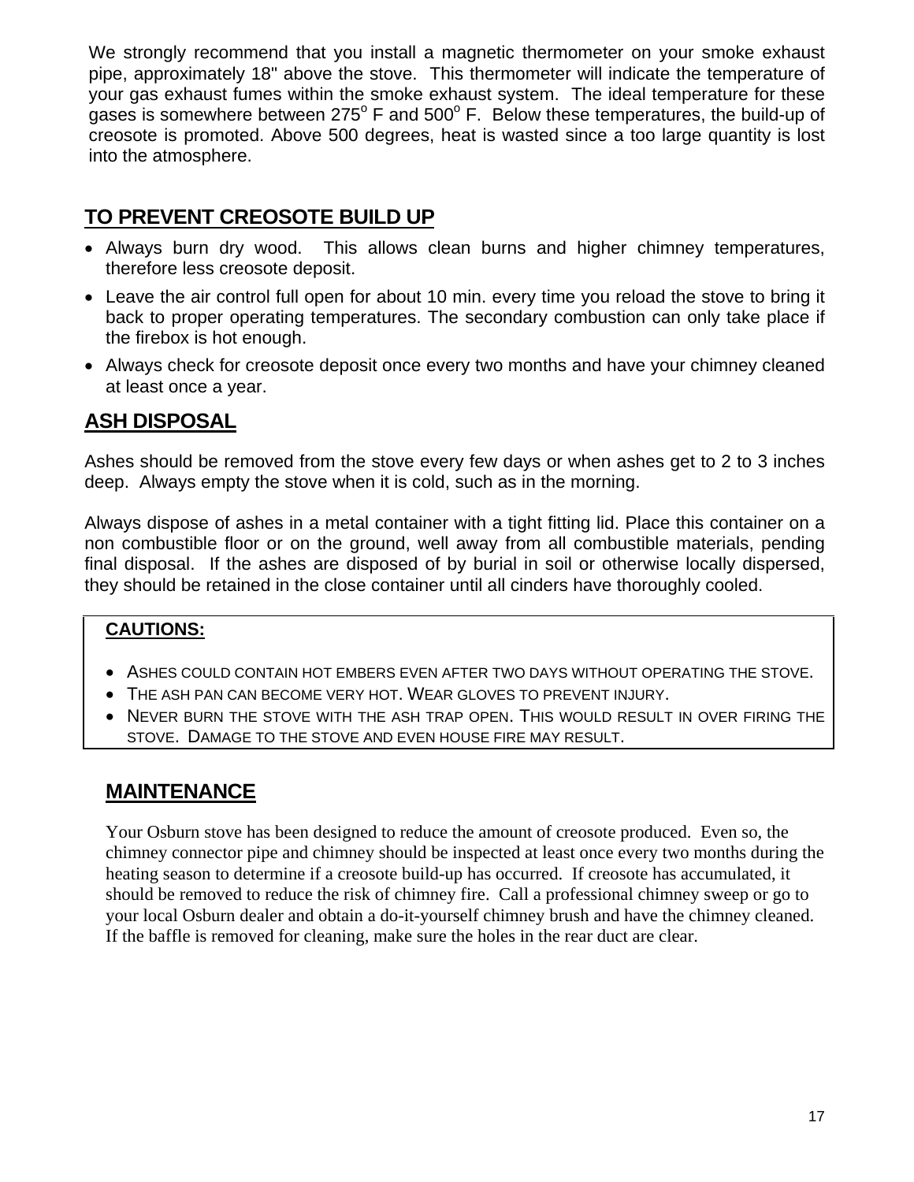We strongly recommend that you install a magnetic thermometer on your smoke exhaust pipe, approximately 18" above the stove. This thermometer will indicate the temperature of your gas exhaust fumes within the smoke exhaust system. The ideal temperature for these gases is somewhere between 275$^{o}$ F and 500$^{o}$ F. Below these temperatures, the build-up of creosote is promoted. Above 500 degrees, heat is wasted since a too large quantity is lost into the atmosphere.

## TO PREVENT CREOSOTE BUILD UP

- Always burn dry wood. This allows clean burns and higher chimney temperatures, therefore less creosote deposit.
- Leave the air control full open for about 10 min. every time you reload the stove to bring it back to proper operating temperatures. The secondary combustion can only take place if the firebox is hot enough.
- Always check for creosote deposit once every two months and have your chimney cleaned at least once a year.

## ASH DISPOSAL

Ashes should be removed from the stove every few days or when ashes get to 2 to 3 inches deep. Always empty the stove when it is cold, such as in the morning.

Always dispose of ashes in a metal container with a tight fitting lid. Place this container on a non combustible floor or on the ground, well away from all combustible materials, pending final disposal. If the ashes are disposed of by burial in soil or otherwise locally dispersed, they should be retained in the close container until all cinders have thoroughly cooled.

**CAUTIONS:**

- ASHES COULD CONTAIN HOT EMBERS EVEN AFTER TWO DAYS WITHOUT OPERATING THE STOVE.
- THE ASH PAN CAN BECOME VERY HOT. WEAR GLOVES TO PREVENT INJURY.
- NEVER BURN THE STOVE WITH THE ASH TRAP OPEN. THIS WOULD RESULT IN OVER FIRING THE STOVE. DAMAGE TO THE STOVE AND EVEN HOUSE FIRE MAY RESULT.

## MAINTENANCE

Your Osburn stove has been designed to reduce the amount of creosote produced. Even so, the chimney connector pipe and chimney should be inspected at least once every two months during the heating season to determine if a creosote build-up has occurred. If creosote has accumulated, it should be removed to reduce the risk of chimney fire. Call a professional chimney sweep or go to your local Osburn dealer and obtain a do-it-yourself chimney brush and have the chimney cleaned. If the baffle is removed for cleaning, make sure the holes in the rear duct are clear.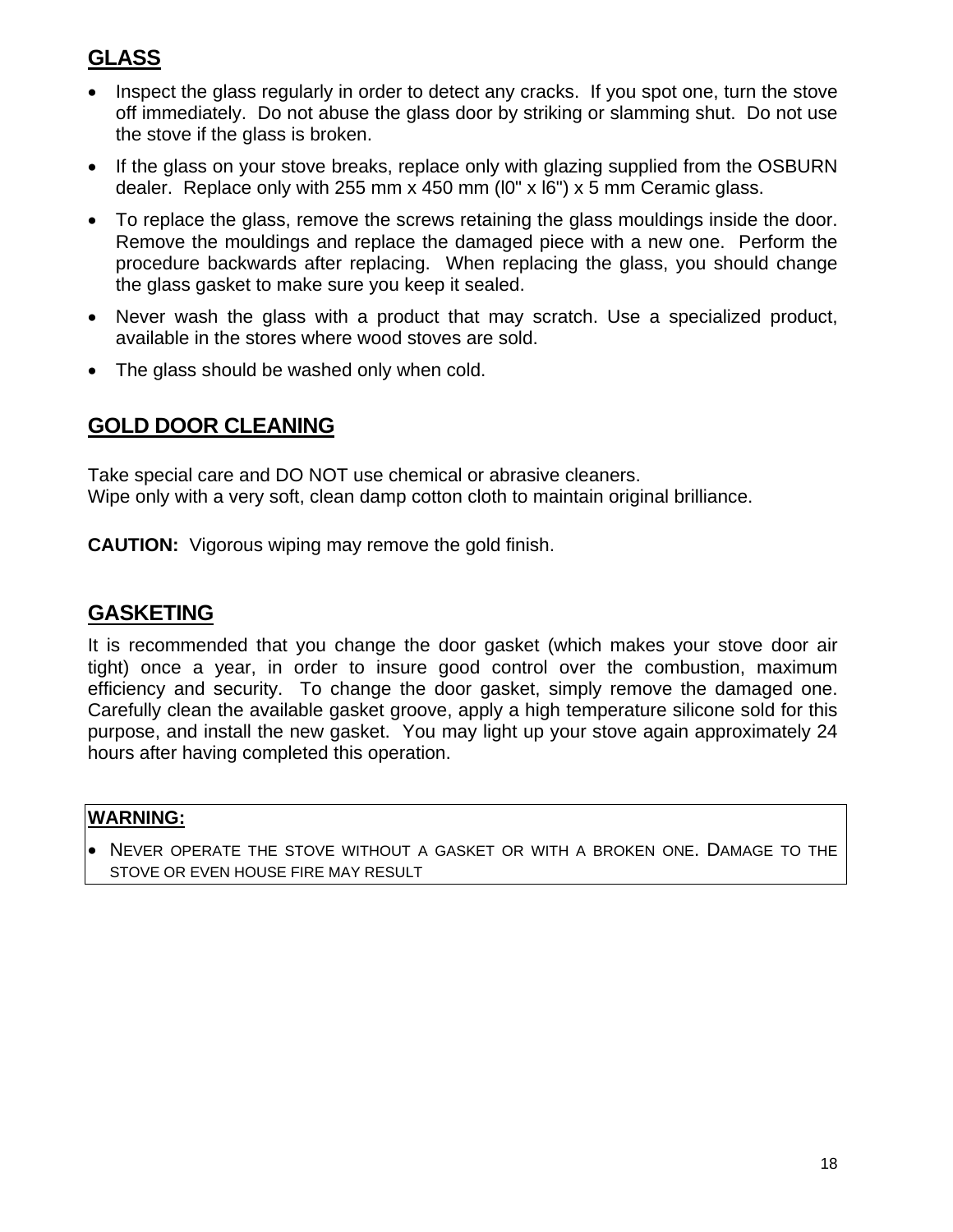## GLASS

- Inspect the glass regularly in order to detect any cracks. If you spot one, turn the stove off immediately. Do not abuse the glass door by striking or slamming shut. Do not use the stove if the glass is broken.
- If the glass on your stove breaks, replace only with glazing supplied from the OSBURN dealer. Replace only with 255 mm x 450 mm (l0" x l6") x 5 mm Ceramic glass.
- To replace the glass, remove the screws retaining the glass mouldings inside the door. Remove the mouldings and replace the damaged piece with a new one. Perform the procedure backwards after replacing. When replacing the glass, you should change the glass gasket to make sure you keep it sealed.
- Never wash the glass with a product that may scratch. Use a specialized product, available in the stores where wood stoves are sold.
- The glass should be washed only when cold.

## GOLD DOOR CLEANING

Take special care and DO NOT use chemical or abrasive cleaners.
Wipe only with a very soft, clean damp cotton cloth to maintain original brilliance.

**CAUTION:** Vigorous wiping may remove the gold finish.

## GASKETING

It is recommended that you change the door gasket (which makes your stove door air tight) once a year, in order to insure good control over the combustion, maximum efficiency and security. To change the door gasket, simply remove the damaged one. Carefully clean the available gasket groove, apply a high temperature silicone sold for this purpose, and install the new gasket. You may light up your stove again approximately 24 hours after having completed this operation.

**WARNING:**

- NEVER OPERATE THE STOVE WITHOUT A GASKET OR WITH A BROKEN ONE. DAMAGE TO THE STOVE OR EVEN HOUSE FIRE MAY RESULT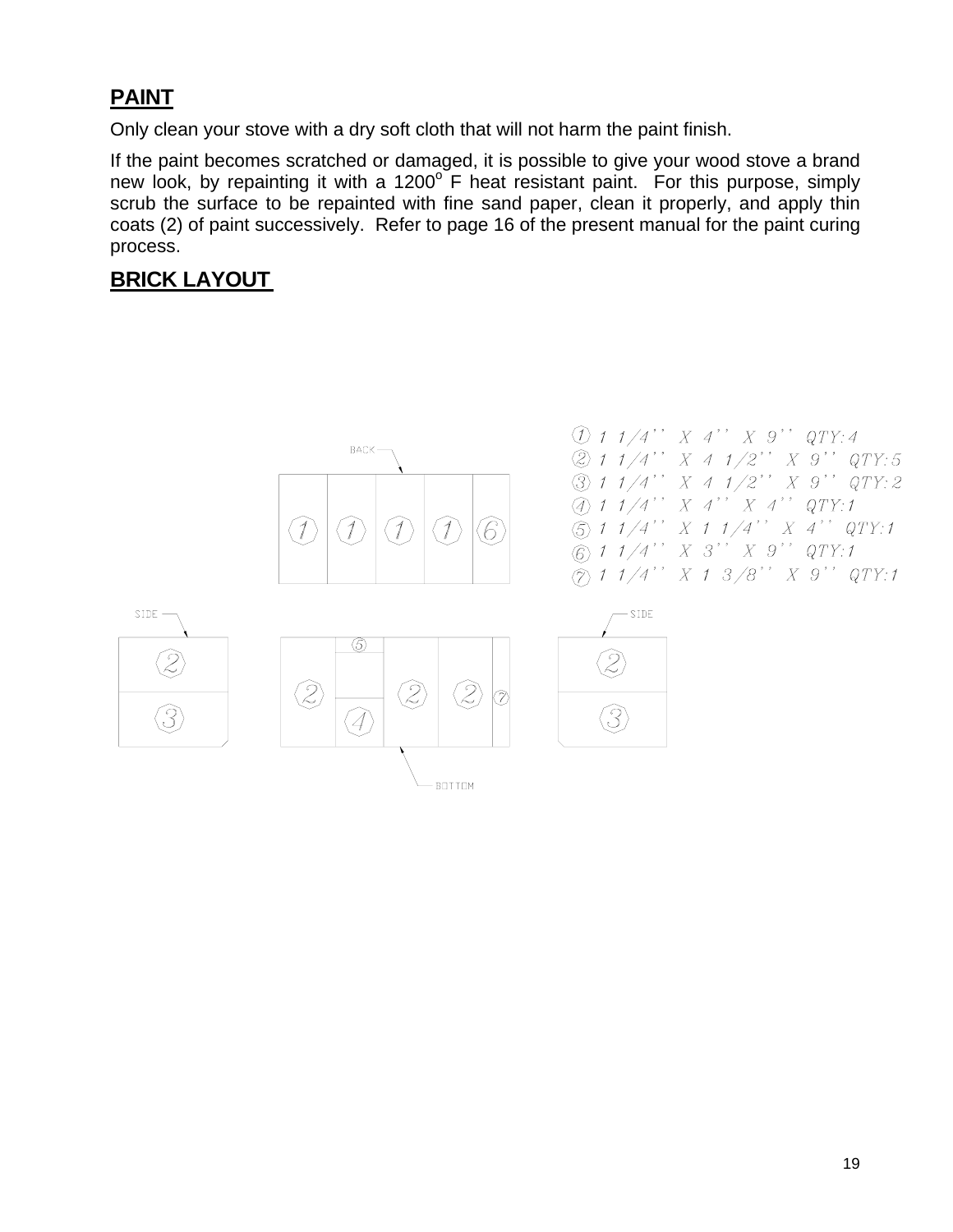## PAINT

Only clean your stove with a dry soft cloth that will not harm the paint finish.

If the paint becomes scratched or damaged, it is possible to give your wood stove a brand new look, by repainting it with a 1200$^{o}$ F heat resistant paint. For this purpose, simply scrub the surface to be repainted with fine sand paper, clean it properly, and apply thin coats (2) of paint successively. Refer to page 16 of the present manual for the paint curing process.

## BRICK LAYOUT

① 1 1/4'' X 4'' X 9'' QTY:4
② 1 1/4'' X 4 1/2'' X 9'' QTY:5
③ 1 1/4'' X 4 1/2'' X 9'' QTY:2
④ 1 1/4'' X 4'' X 4'' QTY:1
⑤ 1 1/4'' X 1 1/4'' X 4'' QTY:1
⑥ 1 1/4'' X 3'' X 9'' QTY:1
⑦ 1 1/4'' X 1 3/8'' X 9'' QTY:1

BACK: 1, 1, 1, 1, 6

SIDE: 2, 3

BOTTOM: 2, 5, 4, 2, 2, 7

SIDE: 2, 3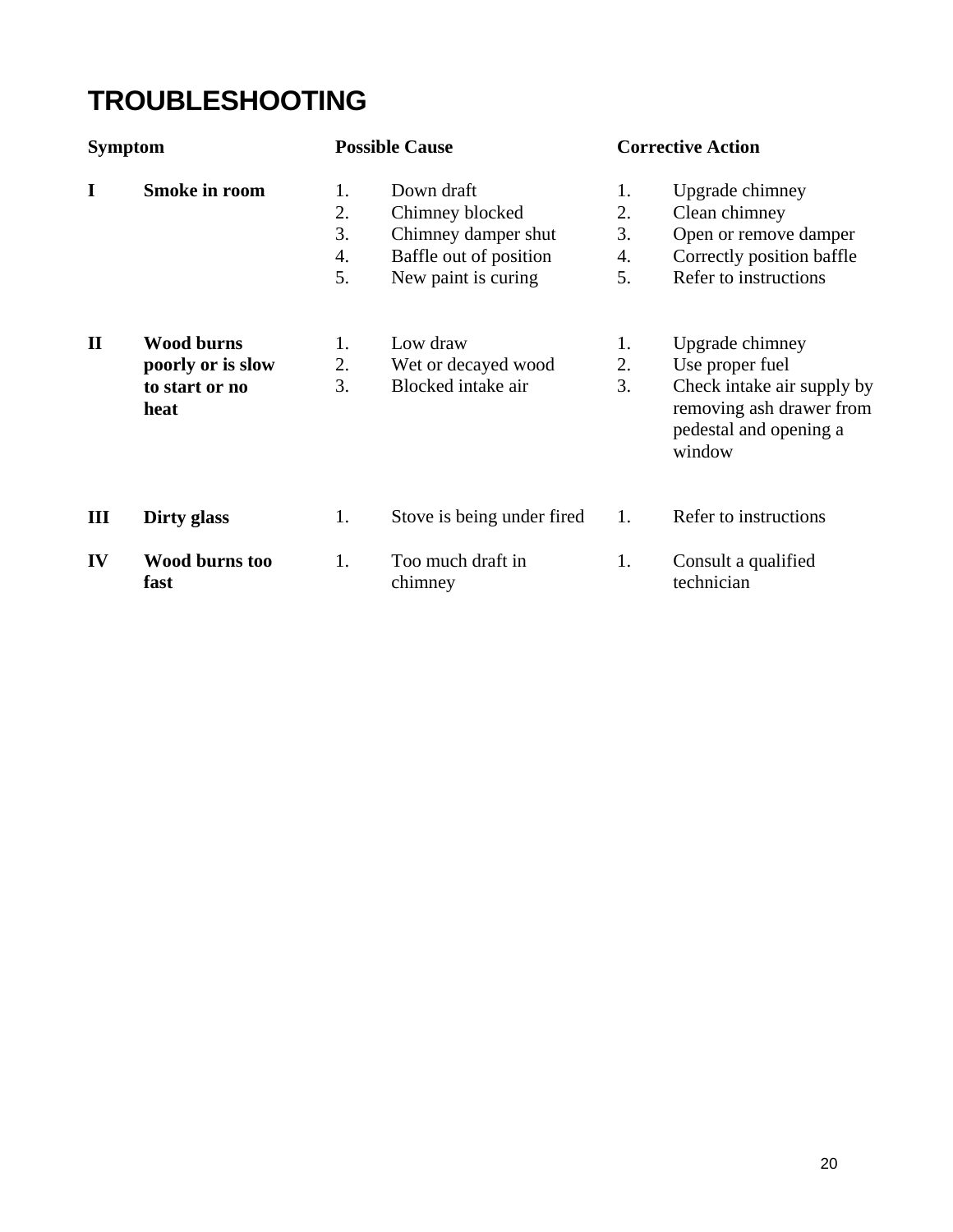# TROUBLESHOOTING

| Symptom | | Possible Cause | Corrective Action |
|---|---|---|---|
| **I** | **Smoke in room** | 1. Down draft<br>2. Chimney blocked<br>3. Chimney damper shut<br>4. Baffle out of position<br>5. New paint is curing | 1. Upgrade chimney<br>2. Clean chimney<br>3. Open or remove damper<br>4. Correctly position baffle<br>5. Refer to instructions |
| **II** | **Wood burns poorly or is slow to start or no heat** | 1. Low draw<br>2. Wet or decayed wood<br>3. Blocked intake air | 1. Upgrade chimney<br>2. Use proper fuel<br>3. Check intake air supply by removing ash drawer from pedestal and opening a window |
| **III** | **Dirty glass** | 1. Stove is being under fired | 1. Refer to instructions |
| **IV** | **Wood burns too fast** | 1. Too much draft in chimney | 1. Consult a qualified technician |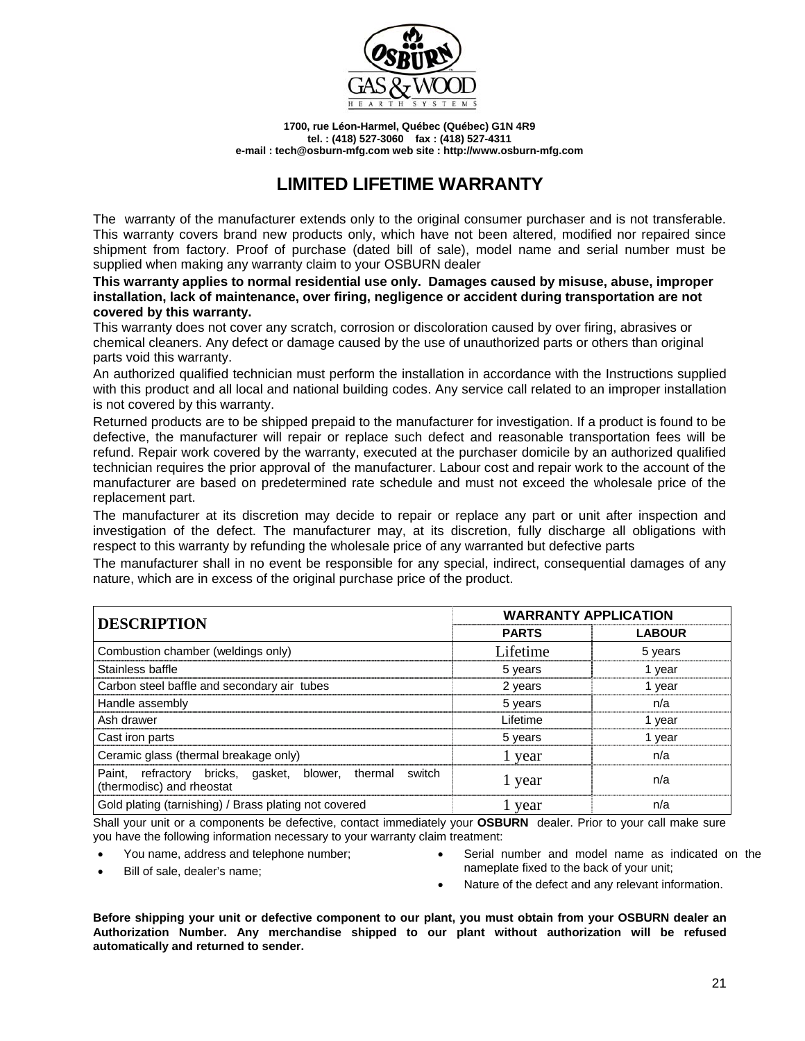1700, rue Léon-Harmel, Québec (Québec) G1N 4R9
tel. : (418) 527-3060 fax : (418) 527-4311
e-mail : tech@osburn-mfg.com web site : http://www.osburn-mfg.com

# LIMITED LIFETIME WARRANTY

The warranty of the manufacturer extends only to the original consumer purchaser and is not transferable. This warranty covers brand new products only, which have not been altered, modified nor repaired since shipment from factory. Proof of purchase (dated bill of sale), model name and serial number must be supplied when making any warranty claim to your OSBURN dealer

**This warranty applies to normal residential use only. Damages caused by misuse, abuse, improper installation, lack of maintenance, over firing, negligence or accident during transportation are not covered by this warranty.**

This warranty does not cover any scratch, corrosion or discoloration caused by over firing, abrasives or chemical cleaners. Any defect or damage caused by the use of unauthorized parts or others than original parts void this warranty.

An authorized qualified technician must perform the installation in accordance with the Instructions supplied with this product and all local and national building codes. Any service call related to an improper installation is not covered by this warranty.

Returned products are to be shipped prepaid to the manufacturer for investigation. If a product is found to be defective, the manufacturer will repair or replace such defect and reasonable transportation fees will be refund. Repair work covered by the warranty, executed at the purchaser domicile by an authorized qualified technician requires the prior approval of the manufacturer. Labour cost and repair work to the account of the manufacturer are based on predetermined rate schedule and must not exceed the wholesale price of the replacement part.

The manufacturer at its discretion may decide to repair or replace any part or unit after inspection and investigation of the defect. The manufacturer may, at its discretion, fully discharge all obligations with respect to this warranty by refunding the wholesale price of any warranted but defective parts

The manufacturer shall in no event be responsible for any special, indirect, consequential damages of any nature, which are in excess of the original purchase price of the product.

| DESCRIPTION | WARRANTY APPLICATION | |
|---|---|---|
| | PARTS | LABOUR |
| Combustion chamber (weldings only) | Lifetime | 5 years |
| Stainless baffle | 5 years | 1 year |
| Carbon steel baffle and secondary air tubes | 2 years | 1 year |
| Handle assembly | 5 years | n/a |
| Ash drawer | Lifetime | 1 year |
| Cast iron parts | 5 years | 1 year |
| Ceramic glass (thermal breakage only) | 1 year | n/a |
| Paint, refractory bricks, gasket, blower, thermal switch (thermodisc) and rheostat | 1 year | n/a |
| Gold plating (tarnishing) / Brass plating not covered | 1 year | n/a |

Shall your unit or a components be defective, contact immediately your **OSBURN** dealer. Prior to your call make sure you have the following information necessary to your warranty claim treatment:

- You name, address and telephone number;
- Bill of sale, dealer's name;
- Serial number and model name as indicated on the nameplate fixed to the back of your unit;
- Nature of the defect and any relevant information.

**Before shipping your unit or defective component to our plant, you must obtain from your OSBURN dealer an Authorization Number. Any merchandise shipped to our plant without authorization will be refused automatically and returned to sender.**